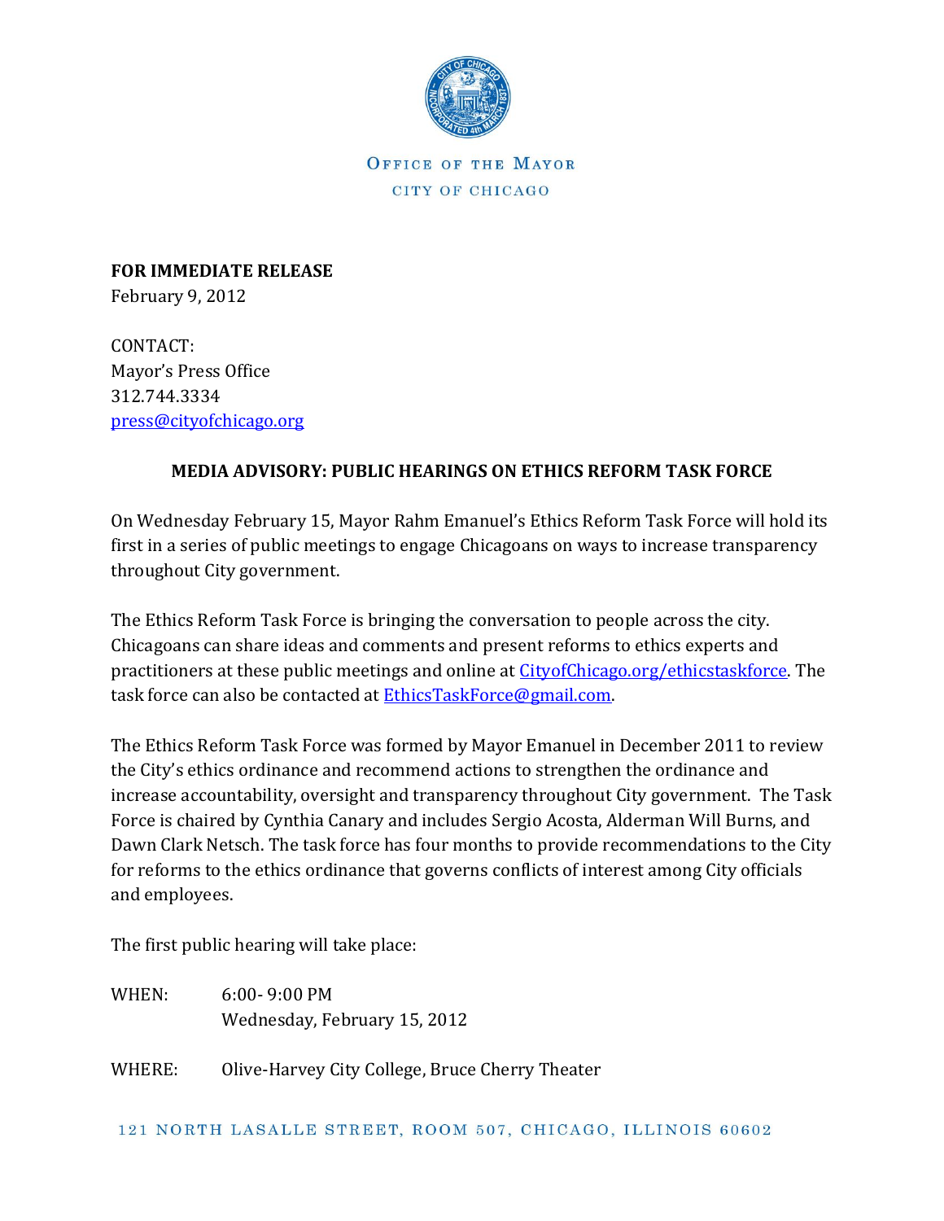OFFICE OF THE MAYOR

CITY OF CHICAGO

**FOR IMMEDIATE RELEASE**
February 9, 2012

CONTACT:
Mayor's Press Office
312.744.3334
press@cityofchicago.org

**MEDIA ADVISORY: PUBLIC HEARINGS ON ETHICS REFORM TASK FORCE**

On Wednesday February 15, Mayor Rahm Emanuel's Ethics Reform Task Force will hold its first in a series of public meetings to engage Chicagoans on ways to increase transparency throughout City government.

The Ethics Reform Task Force is bringing the conversation to people across the city. Chicagoans can share ideas and comments and present reforms to ethics experts and practitioners at these public meetings and online at CityofChicago.org/ethicstaskforce. The task force can also be contacted at EthicsTaskForce@gmail.com.

The Ethics Reform Task Force was formed by Mayor Emanuel in December 2011 to review the City's ethics ordinance and recommend actions to strengthen the ordinance and increase accountability, oversight and transparency throughout City government. The Task Force is chaired by Cynthia Canary and includes Sergio Acosta, Alderman Will Burns, and Dawn Clark Netsch. The task force has four months to provide recommendations to the City for reforms to the ethics ordinance that governs conflicts of interest among City officials and employees.

The first public hearing will take place:

WHEN: 6:00- 9:00 PM
Wednesday, February 15, 2012

WHERE: Olive-Harvey City College, Bruce Cherry Theater

121 NORTH LASALLE STREET, ROOM 507, CHICAGO, ILLINOIS 60602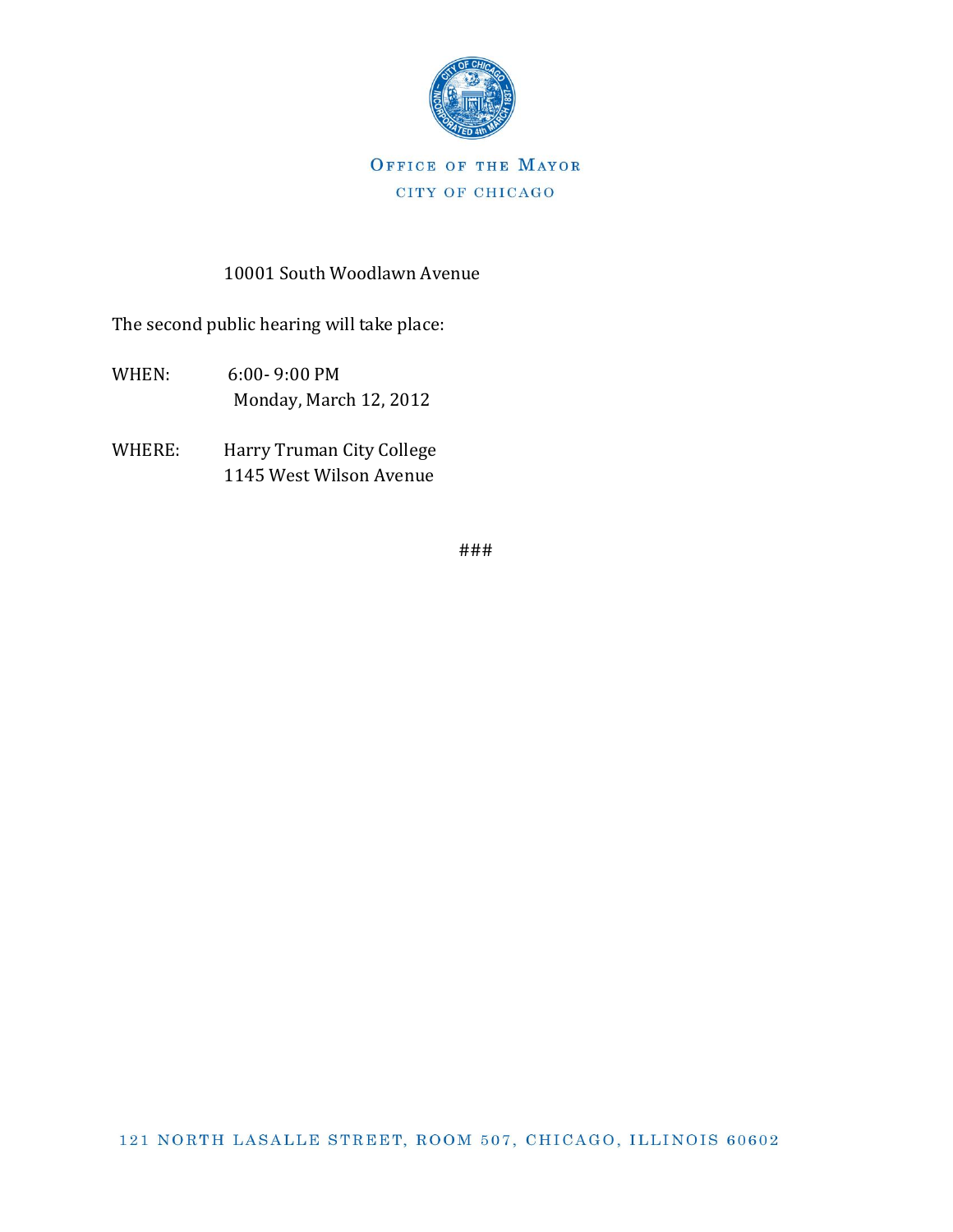10001 South Woodlawn Avenue

The second public hearing will take place:

WHEN: 6:00- 9:00 PM
Monday, March 12, 2012

WHERE: Harry Truman City College
1145 West Wilson Avenue

###